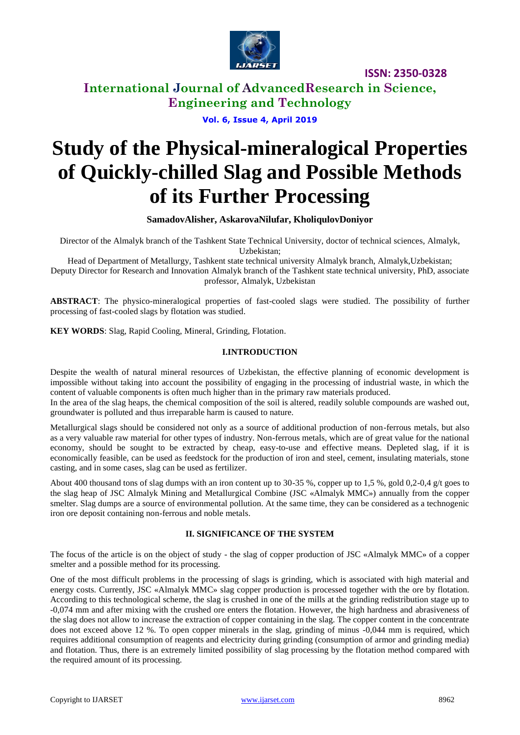# Study of the Physical-mineralogical Properties of Quickly-chilled Slag and Possible Methods of its Further Processing

**SamadovAlisher, AskarovaNilufar, KholiqulovDoniyor**

Director of the Almalyk branch of the Tashkent State Technical University, doctor of technical sciences, Almalyk, Uzbekistan;
Head of Department of Metallurgy, Tashkent state technical university Almalyk branch, Almalyk,Uzbekistan;
Deputy Director for Research and Innovation Almalyk branch of the Tashkent state technical university, PhD, associate professor, Almalyk, Uzbekistan

**ABSTRACT**: The physico-mineralogical properties of fast-cooled slags were studied. The possibility of further processing of fast-cooled slags by flotation was studied.

**KEY WORDS**: Slag, Rapid Cooling, Mineral, Grinding, Flotation.

## I.INTRODUCTION

Despite the wealth of natural mineral resources of Uzbekistan, the effective planning of economic development is impossible without taking into account the possibility of engaging in the processing of industrial waste, in which the content of valuable components is often much higher than in the primary raw materials produced.
In the area of the slag heaps, the chemical composition of the soil is altered, readily soluble compounds are washed out, groundwater is polluted and thus irreparable harm is caused to nature.

Metallurgical slags should be considered not only as a source of additional production of non-ferrous metals, but also as a very valuable raw material for other types of industry. Non-ferrous metals, which are of great value for the national economy, should be sought to be extracted by cheap, easy-to-use and effective means. Depleted slag, if it is economically feasible, can be used as feedstock for the production of iron and steel, cement, insulating materials, stone casting, and in some cases, slag can be used as fertilizer.

About 400 thousand tons of slag dumps with an iron content up to 30-35 %, copper up to 1,5 %, gold 0,2-0,4 g/t goes to the slag heap of JSC Almalyk Mining and Metallurgical Combine (JSC «Almalyk MMC») annually from the copper smelter. Slag dumps are a source of environmental pollution. At the same time, they can be considered as a technogenic iron ore deposit containing non-ferrous and noble metals.

## II. SIGNIFICANCE OF THE SYSTEM

The focus of the article is on the object of study - the slag of copper production of JSC «Almalyk MMC» of a copper smelter and a possible method for its processing.

One of the most difficult problems in the processing of slags is grinding, which is associated with high material and energy costs. Currently, JSC «Almalyk MMC» slag copper production is processed together with the ore by flotation. According to this technological scheme, the slag is crushed in one of the mills at the grinding redistribution stage up to -0,074 mm and after mixing with the crushed ore enters the flotation. However, the high hardness and abrasiveness of the slag does not allow to increase the extraction of copper containing in the slag. The copper content in the concentrate does not exceed above 12 %. To open copper minerals in the slag, grinding of minus -0,044 mm is required, which requires additional consumption of reagents and electricity during grinding (consumption of armor and grinding media) and flotation. Thus, there is an extremely limited possibility of slag processing by the flotation method compared with the required amount of its processing.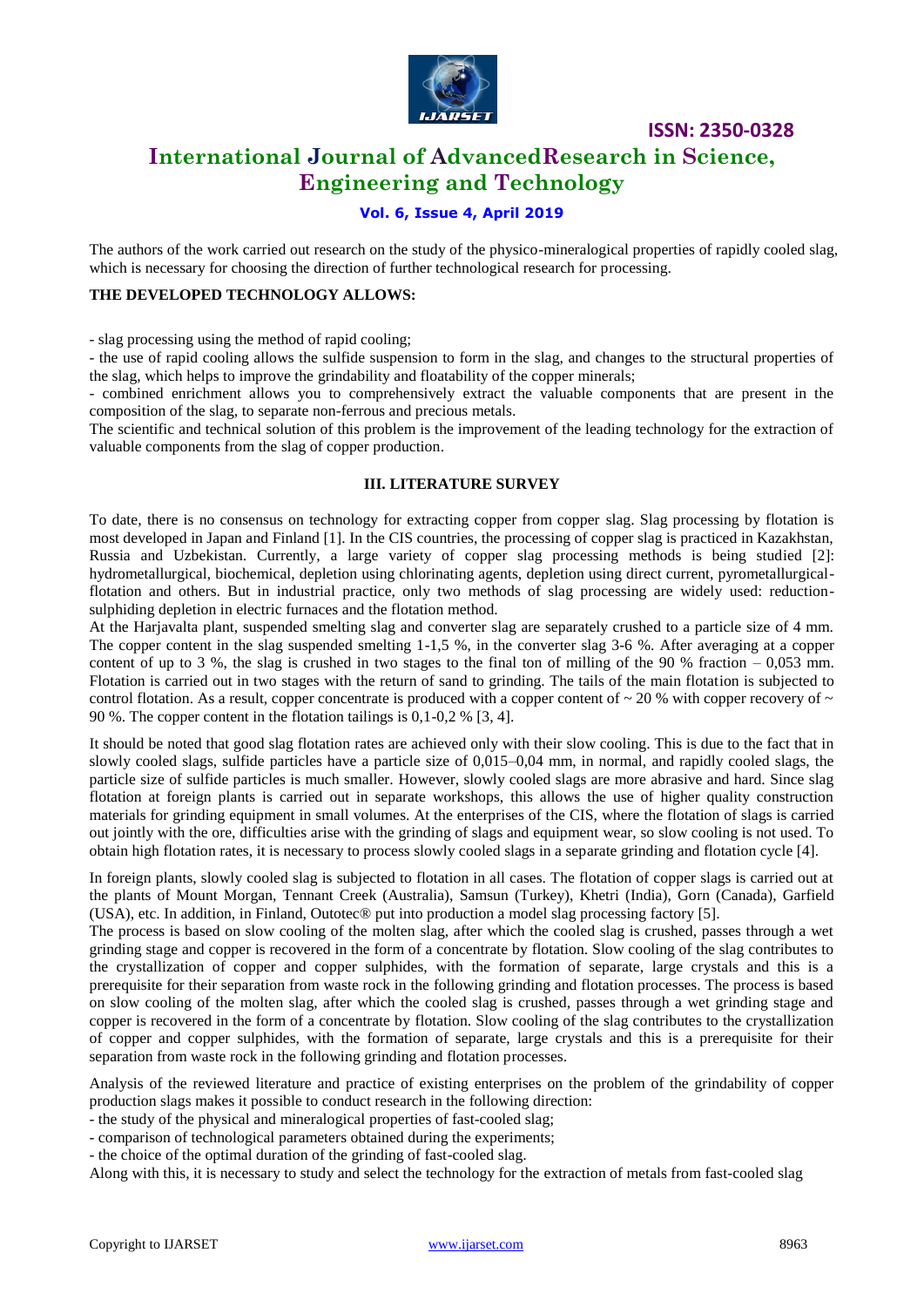The authors of the work carried out research on the study of the physico-mineralogical properties of rapidly cooled slag, which is necessary for choosing the direction of further technological research for processing.

**THE DEVELOPED TECHNOLOGY ALLOWS:**

- slag processing using the method of rapid cooling;
- the use of rapid cooling allows the sulfide suspension to form in the slag, and changes to the structural properties of the slag, which helps to improve the grindability and floatability of the copper minerals;
- combined enrichment allows you to comprehensively extract the valuable components that are present in the composition of the slag, to separate non-ferrous and precious metals.

The scientific and technical solution of this problem is the improvement of the leading technology for the extraction of valuable components from the slag of copper production.

## III. LITERATURE SURVEY

To date, there is no consensus on technology for extracting copper from copper slag. Slag processing by flotation is most developed in Japan and Finland [1]. In the CIS countries, the processing of copper slag is practiced in Kazakhstan, Russia and Uzbekistan. Currently, a large variety of copper slag processing methods is being studied [2]: hydrometallurgical, biochemical, depletion using chlorinating agents, depletion using direct current, pyrometallurgical-flotation and others. But in industrial practice, only two methods of slag processing are widely used: reduction-sulphiding depletion in electric furnaces and the flotation method.

At the Harjavalta plant, suspended smelting slag and converter slag are separately crushed to a particle size of 4 mm. The copper content in the slag suspended smelting 1-1,5 %, in the converter slag 3-6 %. After averaging at a copper content of up to 3 %, the slag is crushed in two stages to the final ton of milling of the 90 % fraction – 0,053 mm. Flotation is carried out in two stages with the return of sand to grinding. The tails of the main flotation is subjected to control flotation. As a result, copper concentrate is produced with a copper content of ~ 20 % with copper recovery of ~ 90 %. The copper content in the flotation tailings is 0,1-0,2 % [3, 4].

It should be noted that good slag flotation rates are achieved only with their slow cooling. This is due to the fact that in slowly cooled slags, sulfide particles have a particle size of 0,015–0,04 mm, in normal, and rapidly cooled slags, the particle size of sulfide particles is much smaller. However, slowly cooled slags are more abrasive and hard. Since slag flotation at foreign plants is carried out in separate workshops, this allows the use of higher quality construction materials for grinding equipment in small volumes. At the enterprises of the CIS, where the flotation of slags is carried out jointly with the ore, difficulties arise with the grinding of slags and equipment wear, so slow cooling is not used. To obtain high flotation rates, it is necessary to process slowly cooled slags in a separate grinding and flotation cycle [4].

In foreign plants, slowly cooled slag is subjected to flotation in all cases. The flotation of copper slags is carried out at the plants of Mount Morgan, Tennant Creek (Australia), Samsun (Turkey), Khetri (India), Gorn (Canada), Garfield (USA), etc. In addition, in Finland, Outotec® put into production a model slag processing factory [5].

The process is based on slow cooling of the molten slag, after which the cooled slag is crushed, passes through a wet grinding stage and copper is recovered in the form of a concentrate by flotation. Slow cooling of the slag contributes to the crystallization of copper and copper sulphides, with the formation of separate, large crystals and this is a prerequisite for their separation from waste rock in the following grinding and flotation processes. The process is based on slow cooling of the molten slag, after which the cooled slag is crushed, passes through a wet grinding stage and copper is recovered in the form of a concentrate by flotation. Slow cooling of the slag contributes to the crystallization of copper and copper sulphides, with the formation of separate, large crystals and this is a prerequisite for their separation from waste rock in the following grinding and flotation processes.

Analysis of the reviewed literature and practice of existing enterprises on the problem of the grindability of copper production slags makes it possible to conduct research in the following direction:

- the study of the physical and mineralogical properties of fast-cooled slag;
- comparison of technological parameters obtained during the experiments;
- the choice of the optimal duration of the grinding of fast-cooled slag.

Along with this, it is necessary to study and select the technology for the extraction of metals from fast-cooled slag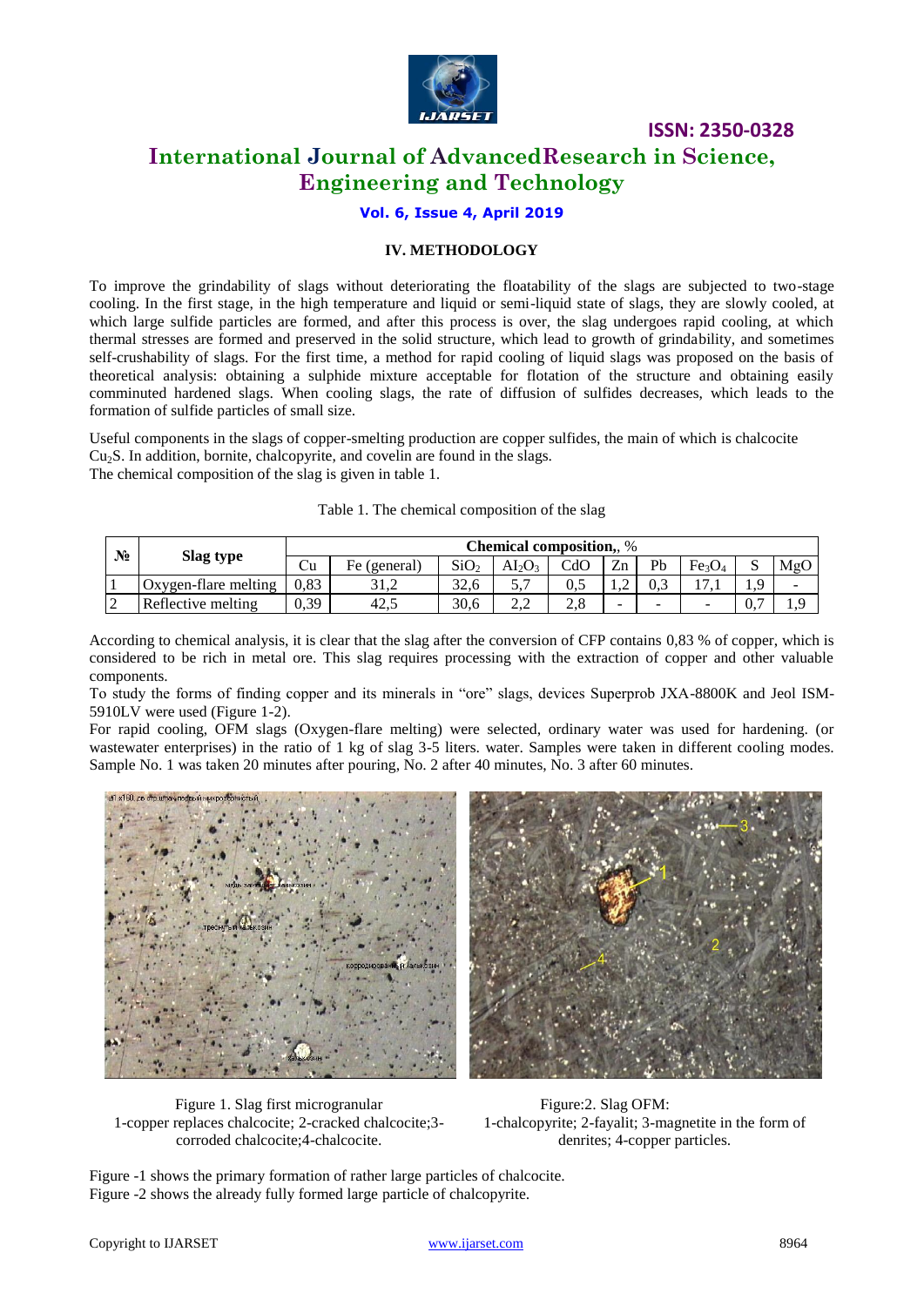## IV. METHODOLOGY

To improve the grindability of slags without deteriorating the floatability of the slags are subjected to two-stage cooling. In the first stage, in the high temperature and liquid or semi-liquid state of slags, they are slowly cooled, at which large sulfide particles are formed, and after this process is over, the slag undergoes rapid cooling, at which thermal stresses are formed and preserved in the solid structure, which lead to growth of grindability, and sometimes self-crushability of slags. For the first time, a method for rapid cooling of liquid slags was proposed on the basis of theoretical analysis: obtaining a sulphide mixture acceptable for flotation of the structure and obtaining easily comminuted hardened slags. When cooling slags, the rate of diffusion of sulfides decreases, which leads to the formation of sulfide particles of small size.

Useful components in the slags of copper-smelting production are copper sulfides, the main of which is chalcocite $Cu_2S$. In addition, bornite, chalcopyrite, and covelin are found in the slags.
The chemical composition of the slag is given in table 1.

Table 1. The chemical composition of the slag

| № | Slag type | Chemical composition,, % | | | | | | | | | |
|---|---|---|---|---|---|---|---|---|---|---|---|
| | | Cu | Fe (general) | $SiO_2$ | $Al_2O_3$ | CdO | Zn | Pb | $Fe_3O_4$ | S | MgO |
| 1 | Oxygen-flare melting | 0,83 | 31,2 | 32,6 | 5,7 | 0,5 | 1,2 | 0,3 | 17,1 | 1,9 | - |
| 2 | Reflective melting | 0,39 | 42,5 | 30,6 | 2,2 | 2,8 | - | - | - | 0,7 | 1,9 |

According to chemical analysis, it is clear that the slag after the conversion of CFP contains 0,83 % of copper, which is considered to be rich in metal ore. This slag requires processing with the extraction of copper and other valuable components.
To study the forms of finding copper and its minerals in "ore" slags, devices Superprob JXA-8800K and Jeol ISM-5910LV were used (Figure 1-2).
For rapid cooling, OFM slags (Oxygen-flare melting) were selected, ordinary water was used for hardening. (or wastewater enterprises) in the ratio of 1 kg of slag 3-5 liters. water. Samples were taken in different cooling modes. Sample No. 1 was taken 20 minutes after pouring, No. 2 after 40 minutes, No. 3 after 60 minutes.

Figure 1. Slag first microgranular
1-copper replaces chalcocite; 2-cracked chalcocite;3-corroded chalcocite;4-chalcocite.

Figure:2. Slag OFM:
1-chalcopyrite; 2-fayalit; 3-magnetite in the form of denrites; 4-copper particles.

Figure -1 shows the primary formation of rather large particles of chalcocite.
Figure -2 shows the already fully formed large particle of chalcopyrite.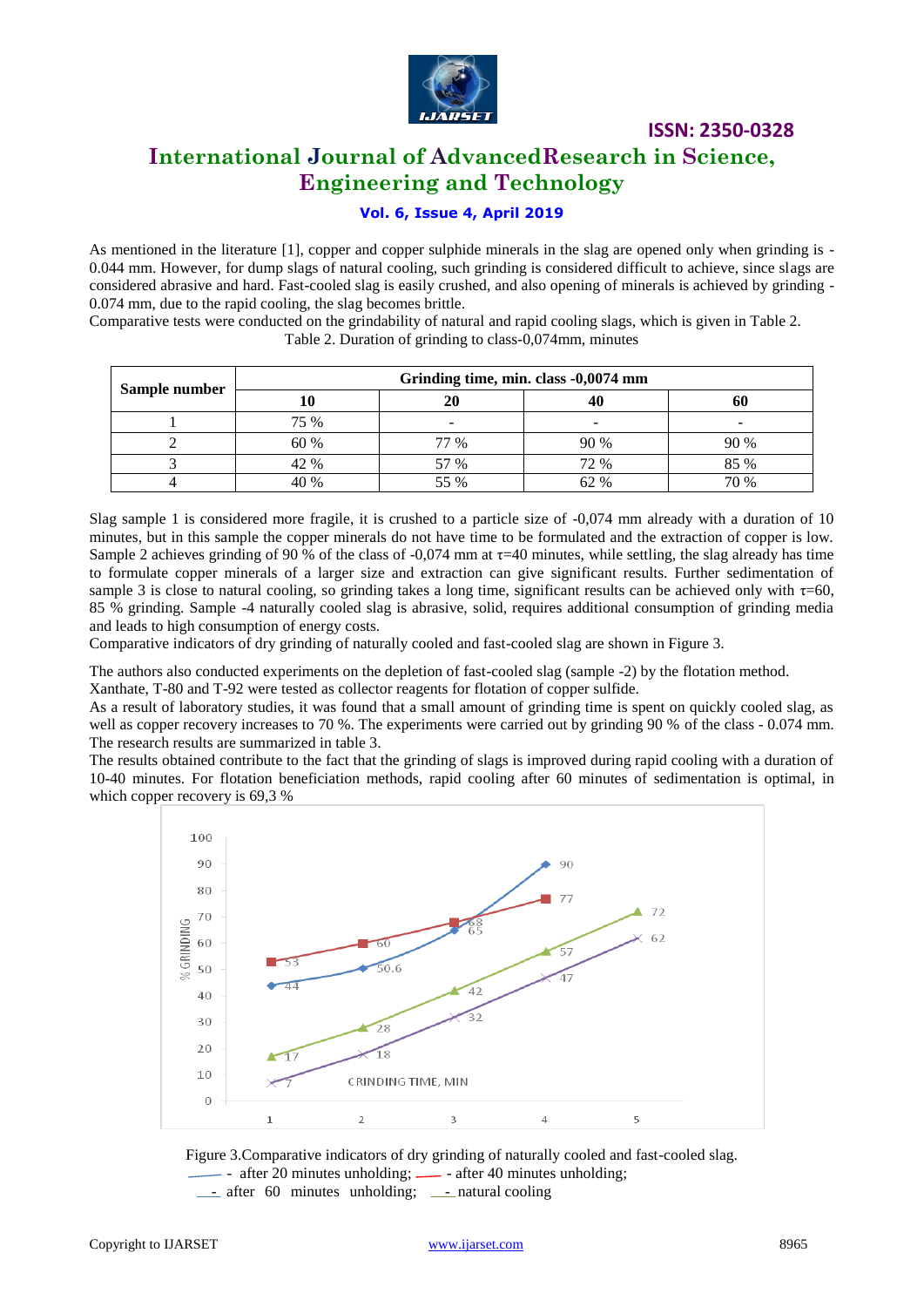As mentioned in the literature [1], copper and copper sulphide minerals in the slag are opened only when grinding is -0.044 mm. However, for dump slags of natural cooling, such grinding is considered difficult to achieve, since slags are considered abrasive and hard. Fast-cooled slag is easily crushed, and also opening of minerals is achieved by grinding -0.074 mm, due to the rapid cooling, the slag becomes brittle.

Comparative tests were conducted on the grindability of natural and rapid cooling slags, which is given in Table 2.

Table 2. Duration of grinding to class-0,074mm, minutes

| Sample number | Grinding time, min. class -0,0074 mm | | | |
|---|---|---|---|---|
| | 10 | 20 | 40 | 60 |
| 1 | 75 % | - | - | - |
| 2 | 60 % | 77 % | 90 % | 90 % |
| 3 | 42 % | 57 % | 72 % | 85 % |
| 4 | 40 % | 55 % | 62 % | 70 % |

Slag sample 1 is considered more fragile, it is crushed to a particle size of -0,074 mm already with a duration of 10 minutes, but in this sample the copper minerals do not have time to be formulated and the extraction of copper is low. Sample 2 achieves grinding of 90 % of the class of -0,074 mm at $\tau$=40 minutes, while settling, the slag already has time to formulate copper minerals of a larger size and extraction can give significant results. Further sedimentation of sample 3 is close to natural cooling, so grinding takes a long time, significant results can be achieved only with $\tau$=60, 85 % grinding. Sample -4 naturally cooled slag is abrasive, solid, requires additional consumption of grinding media and leads to high consumption of energy costs.

Comparative indicators of dry grinding of naturally cooled and fast-cooled slag are shown in Figure 3.

The authors also conducted experiments on the depletion of fast-cooled slag (sample -2) by the flotation method.

Xanthate, T-80 and T-92 were tested as collector reagents for flotation of copper sulfide.

As a result of laboratory studies, it was found that a small amount of grinding time is spent on quickly cooled slag, as well as copper recovery increases to 70 %. The experiments were carried out by grinding 90 % of the class - 0.074 mm. The research results are summarized in table 3.

The results obtained contribute to the fact that the grinding of slags is improved during rapid cooling with a duration of 10-40 minutes. For flotation beneficiation methods, rapid cooling after 60 minutes of sedimentation is optimal, in which copper recovery is 69,3 %

Figure 3.Comparative indicators of dry grinding of naturally cooled and fast-cooled slag.
- after 20 minutes unholding; - after 40 minutes unholding;
- after 60 minutes unholding; - natural cooling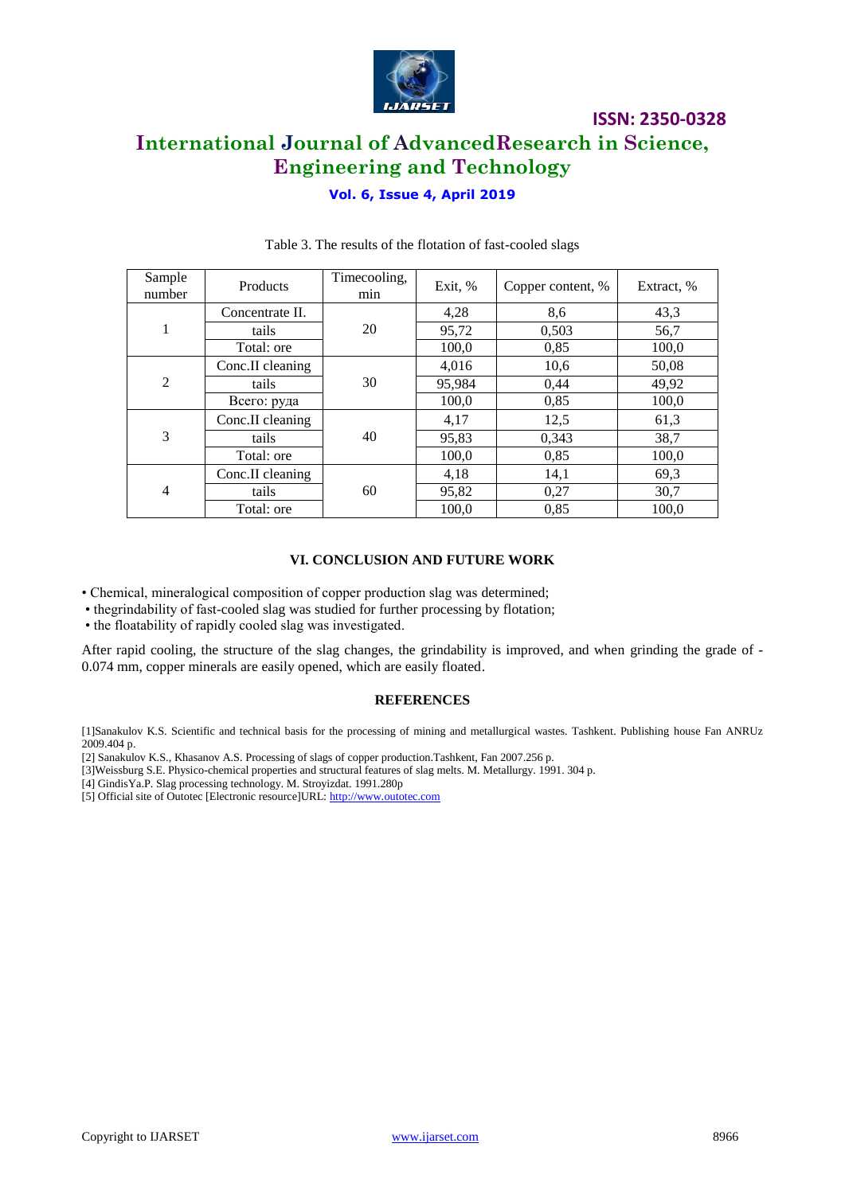Table 3. The results of the flotation of fast-cooled slags

| Sample number | Products | Timecooling, min | Exit, % | Copper content, % | Extract, % |
|---|---|---|---|---|---|
| 1 | Concentrate II. | 20 | 4,28 | 8,6 | 43,3 |
| | tails | | 95,72 | 0,503 | 56,7 |
| | Total: ore | | 100,0 | 0,85 | 100,0 |
| 2 | Conc.II cleaning | 30 | 4,016 | 10,6 | 50,08 |
| | tails | | 95,984 | 0,44 | 49,92 |
| | Всего: руда | | 100,0 | 0,85 | 100,0 |
| 3 | Conc.II cleaning | 40 | 4,17 | 12,5 | 61,3 |
| | tails | | 95,83 | 0,343 | 38,7 |
| | Total: ore | | 100,0 | 0,85 | 100,0 |
| 4 | Conc.II cleaning | 60 | 4,18 | 14,1 | 69,3 |
| | tails | | 95,82 | 0,27 | 30,7 |
| | Total: ore | | 100,0 | 0,85 | 100,0 |

## VI. CONCLUSION AND FUTURE WORK

- Chemical, mineralogical composition of copper production slag was determined;
- thegrindability of fast-cooled slag was studied for further processing by flotation;
- the floatability of rapidly cooled slag was investigated.

After rapid cooling, the structure of the slag changes, the grindability is improved, and when grinding the grade of -0.074 mm, copper minerals are easily opened, which are easily floated.

## REFERENCES

[1]Sanakulov K.S. Scientific and technical basis for the processing of mining and metallurgical wastes. Tashkent. Publishing house Fan ANRUz 2009.404 p.

[2] Sanakulov K.S., Khasanov A.S. Processing of slags of copper production.Tashkent, Fan 2007.256 p.

[3]Weissburg S.E. Physico-chemical properties and structural features of slag melts. M. Metallurgy. 1991. 304 p.

[4] GindisYa.P. Slag processing technology. M. Stroyizdat. 1991.280p

[5] Official site of Outotec [Electronic resource]URL: http://www.outotec.com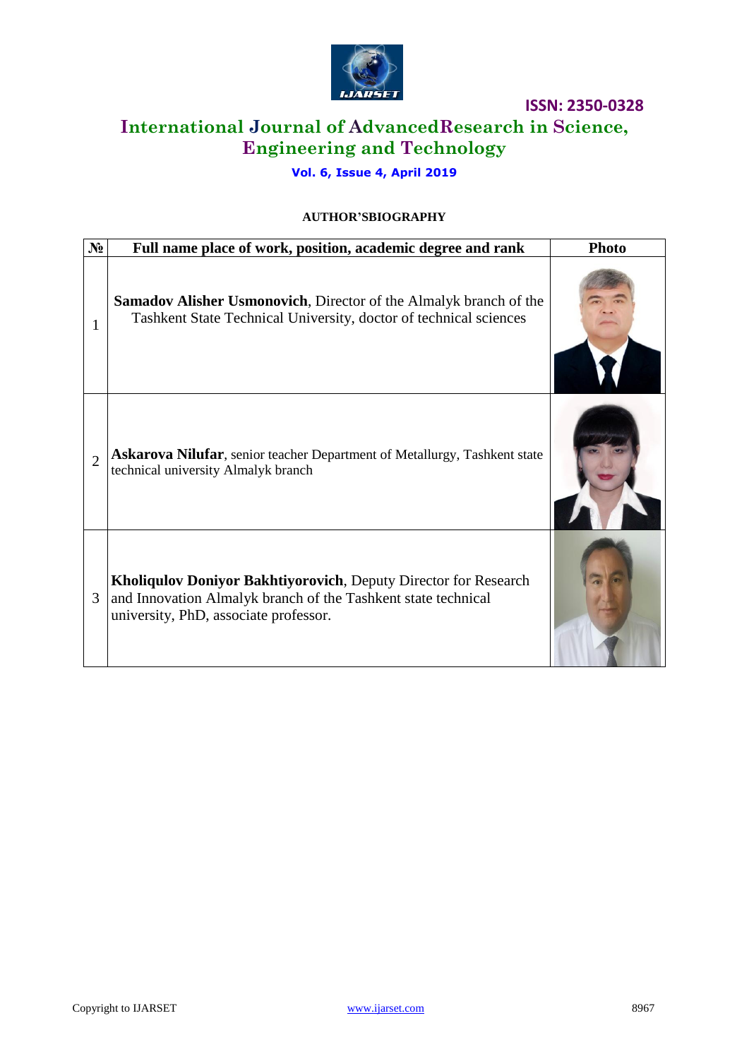**AUTHOR'SBIOGRAPHY**

| № | Full name place of work, position, academic degree and rank | Photo |
|---|---|---|
| 1 | **Samadov Alisher Usmonovich**, Director of the Almalyk branch of the Tashkent State Technical University, doctor of technical sciences | |
| 2 | **Askarova Nilufar**, senior teacher Department of Metallurgy, Tashkent state technical university Almalyk branch | |
| 3 | **Kholiqulov Doniyor Bakhtiyorovich**, Deputy Director for Research and Innovation Almalyk branch of the Tashkent state technical university, PhD, associate professor. | |